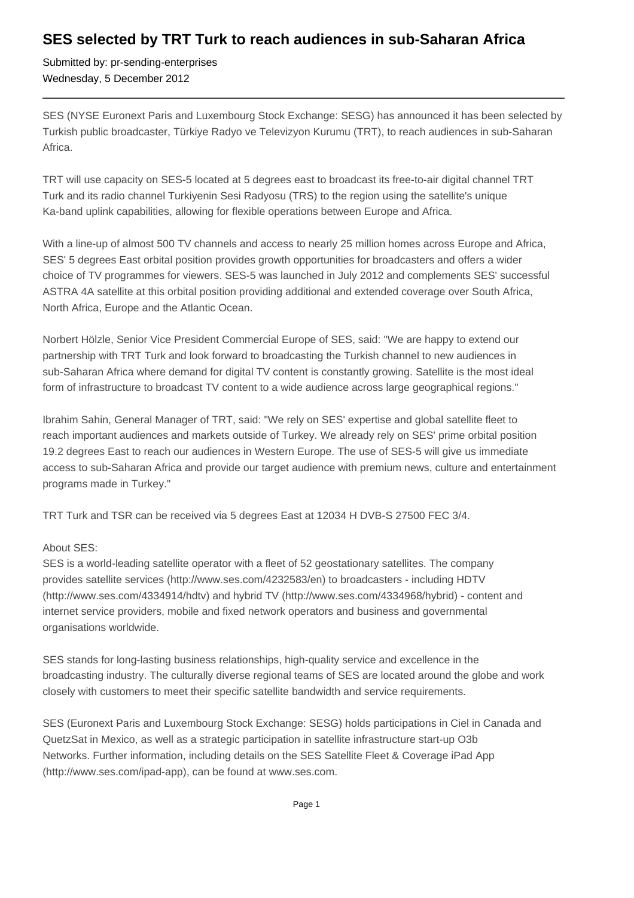# SES selected by TRT Turk to reach audiences in sub-Saharan Africa

Submitted by: pr-sending-enterprises
Wednesday, 5 December 2012

---

SES (NYSE Euronext Paris and Luxembourg Stock Exchange: SESG) has announced it has been selected by Turkish public broadcaster, Türkiye Radyo ve Televizyon Kurumu (TRT), to reach audiences in sub-Saharan Africa.

TRT will use capacity on SES-5 located at 5 degrees east to broadcast its free-to-air digital channel TRT Turk and its radio channel Turkiyenin Sesi Radyosu (TRS) to the region using the satellite's unique Ka-band uplink capabilities, allowing for flexible operations between Europe and Africa.

With a line-up of almost 500 TV channels and access to nearly 25 million homes across Europe and Africa, SES' 5 degrees East orbital position provides growth opportunities for broadcasters and offers a wider choice of TV programmes for viewers. SES-5 was launched in July 2012 and complements SES' successful ASTRA 4A satellite at this orbital position providing additional and extended coverage over South Africa, North Africa, Europe and the Atlantic Ocean.

Norbert Hölzle, Senior Vice President Commercial Europe of SES, said: "We are happy to extend our partnership with TRT Turk and look forward to broadcasting the Turkish channel to new audiences in sub-Saharan Africa where demand for digital TV content is constantly growing. Satellite is the most ideal form of infrastructure to broadcast TV content to a wide audience across large geographical regions."

Ibrahim Sahin, General Manager of TRT, said: "We rely on SES' expertise and global satellite fleet to reach important audiences and markets outside of Turkey. We already rely on SES' prime orbital position 19.2 degrees East to reach our audiences in Western Europe. The use of SES-5 will give us immediate access to sub-Saharan Africa and provide our target audience with premium news, culture and entertainment programs made in Turkey."

TRT Turk and TSR can be received via 5 degrees East at 12034 H DVB-S 27500 FEC 3/4.

About SES:
SES is a world-leading satellite operator with a fleet of 52 geostationary satellites. The company provides satellite services (http://www.ses.com/4232583/en) to broadcasters - including HDTV (http://www.ses.com/4334914/hdtv) and hybrid TV (http://www.ses.com/4334968/hybrid) - content and internet service providers, mobile and fixed network operators and business and governmental organisations worldwide.

SES stands for long-lasting business relationships, high-quality service and excellence in the broadcasting industry. The culturally diverse regional teams of SES are located around the globe and work closely with customers to meet their specific satellite bandwidth and service requirements.

SES (Euronext Paris and Luxembourg Stock Exchange: SESG) holds participations in Ciel in Canada and QuetzSat in Mexico, as well as a strategic participation in satellite infrastructure start-up O3b Networks. Further information, including details on the SES Satellite Fleet & Coverage iPad App (http://www.ses.com/ipad-app), can be found at www.ses.com.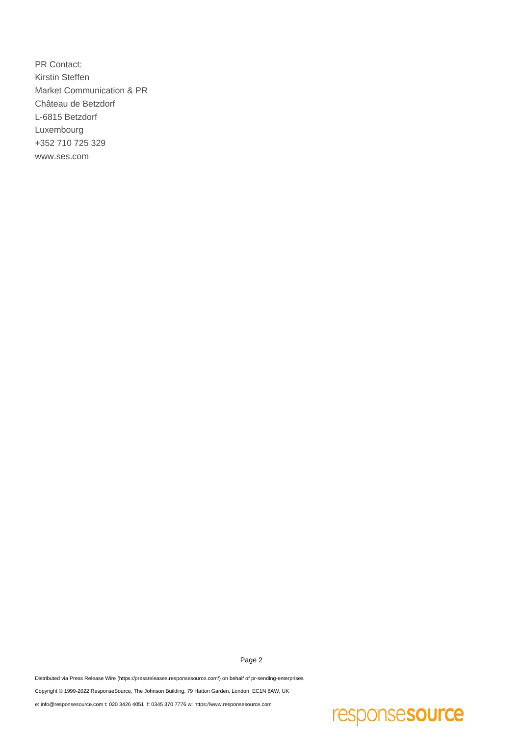PR Contact:
Kirstin Steffen
Market Communication & PR
Château de Betzdorf
L-6815 Betzdorf
Luxembourg
+352 710 725 329
www.ses.com

Distributed via Press Release Wire (https://pressreleases.responsesource.com/) on behalf of pr-sending-enterprises

Copyright © 1999-2022 ResponseSource, The Johnson Building, 79 Hatton Garden, London, EC1N 8AW, UK

e: info@responsesource.com t: 020 3426 4051 f: 0345 370 7776 w: https://www.responsesource.com

responsesource